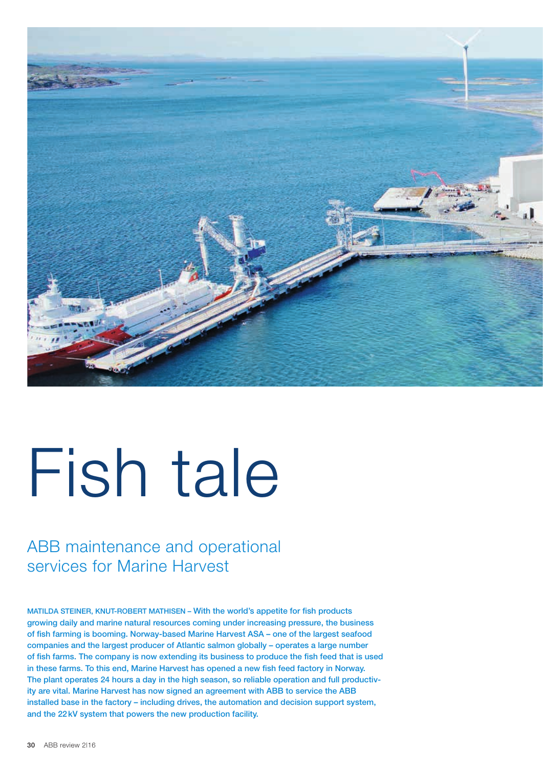# Fish tale

## ABB maintenance and operational services for Marine Harvest

MATILDA STEINER, KNUT-ROBERT MATHISEN – With the world's appetite for fish products growing daily and marine natural resources coming under increasing pressure, the business of fish farming is booming. Norway-based Marine Harvest ASA – one of the largest seafood companies and the largest producer of Atlantic salmon globally – operates a large number of fish farms. The company is now extending its business to produce the fish feed that is used in these farms. To this end, Marine Harvest has opened a new fish feed factory in Norway. The plant operates 24 hours a day in the high season, so reliable operation and full productivity are vital. Marine Harvest has now signed an agreement with ABB to service the ABB installed base in the factory – including drives, the automation and decision support system, and the 22 kV system that powers the new production facility.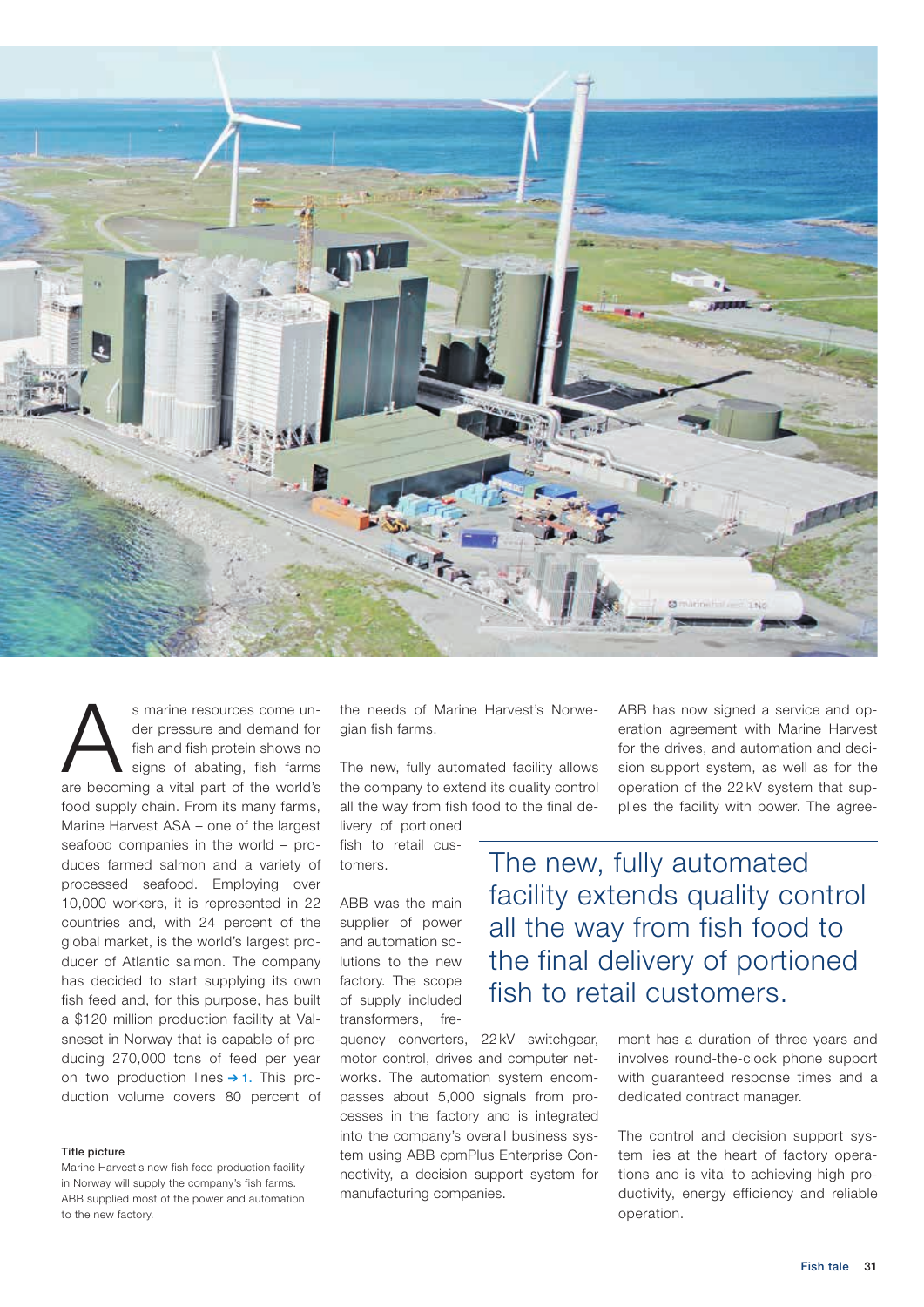As marine resources come under pressure and demand for fish and fish protein shows no signs of abating, fish farms are becoming a vital part of the world's food supply chain. From its many farms, Marine Harvest ASA – one of the largest seafood companies in the world – produces farmed salmon and a variety of processed seafood. Employing over 10,000 workers, it is represented in 22 countries and, with 24 percent of the global market, is the world's largest producer of Atlantic salmon. The company has decided to start supplying its own fish feed and, for this purpose, has built a $120 million production facility at Valsneset in Norway that is capable of producing 270,000 tons of feed per year on two production lines → 1. This production volume covers 80 percent of the needs of Marine Harvest's Norwegian fish farms.

The new, fully automated facility allows the company to extend its quality control all the way from fish food to the final delivery of portioned fish to retail customers.

> The new, fully automated facility extends quality control all the way from fish food to the final delivery of portioned fish to retail customers.

ABB was the main supplier of power and automation solutions to the new factory. The scope of supply included transformers, frequency converters, 22 kV switchgear, motor control, drives and computer networks. The automation system encompasses about 5,000 signals from processes in the factory and is integrated into the company's overall business system using ABB cpmPlus Enterprise Connectivity, a decision support system for manufacturing companies.

ABB has now signed a service and operation agreement with Marine Harvest for the drives, and automation and decision support system, as well as for the operation of the 22 kV system that supplies the facility with power. The agreement has a duration of three years and involves round-the-clock phone support with guaranteed response times and a dedicated contract manager.

The control and decision support system lies at the heart of factory operations and is vital to achieving high productivity, energy efficiency and reliable operation.

**Title picture**

Marine Harvest's new fish feed production facility in Norway will supply the company's fish farms. ABB supplied most of the power and automation to the new factory.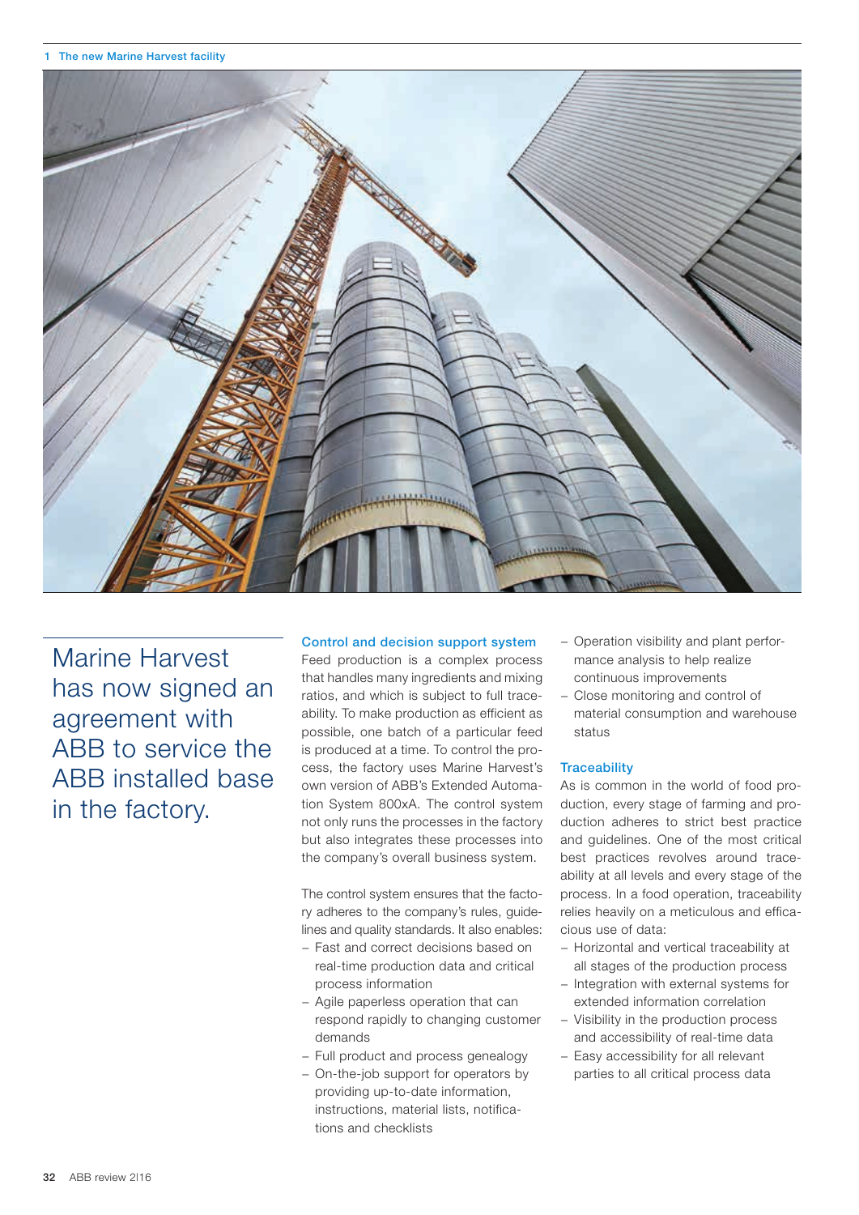1 The new Marine Harvest facility

Marine Harvest has now signed an agreement with ABB to service the ABB installed base in the factory.

## Control and decision support system

Feed production is a complex process that handles many ingredients and mixing ratios, and which is subject to full traceability. To make production as efficient as possible, one batch of a particular feed is produced at a time. To control the process, the factory uses Marine Harvest's own version of ABB's Extended Automation System 800xA. The control system not only runs the processes in the factory but also integrates these processes into the company's overall business system.

The control system ensures that the factory adheres to the company's rules, guidelines and quality standards. It also enables:

- Fast and correct decisions based on real-time production data and critical process information
- Agile paperless operation that can respond rapidly to changing customer demands
- Full product and process genealogy
- On-the-job support for operators by providing up-to-date information, instructions, material lists, notifications and checklists
- Operation visibility and plant performance analysis to help realize continuous improvements
- Close monitoring and control of material consumption and warehouse status

## Traceability

As is common in the world of food production, every stage of farming and production adheres to strict best practice and guidelines. One of the most critical best practices revolves around traceability at all levels and every stage of the process. In a food operation, traceability relies heavily on a meticulous and efficacious use of data:

- Horizontal and vertical traceability at all stages of the production process
- Integration with external systems for extended information correlation
- Visibility in the production process and accessibility of real-time data
- Easy accessibility for all relevant parties to all critical process data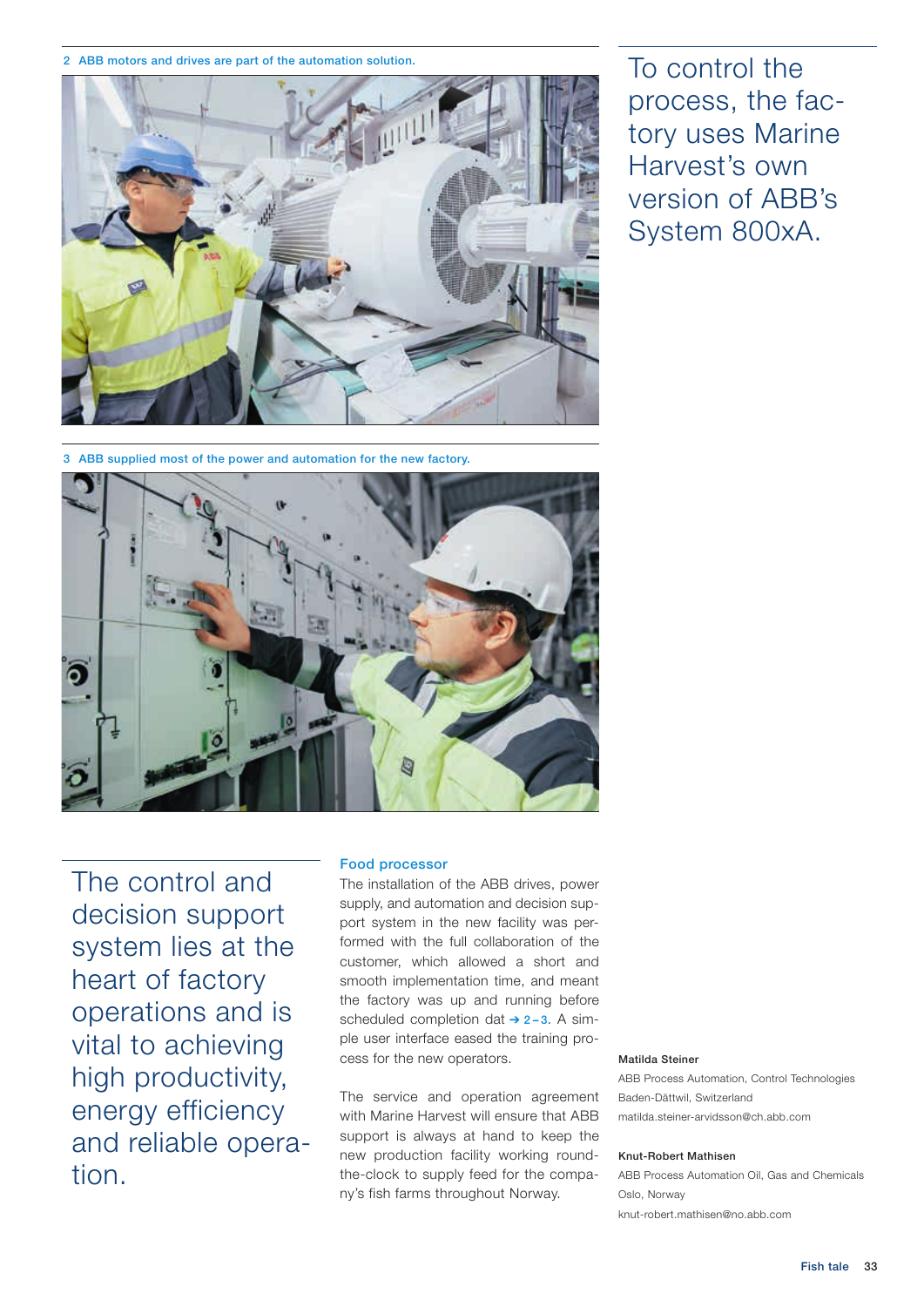2 ABB motors and drives are part of the automation solution.

To control the process, the factory uses Marine Harvest's own version of ABB's System 800xA.

3 ABB supplied most of the power and automation for the new factory.

The control and decision support system lies at the heart of factory operations and is vital to achieving high productivity, energy efficiency and reliable operation.

### Food processor

The installation of the ABB drives, power supply, and automation and decision support system in the new facility was performed with the full collaboration of the customer, which allowed a short and smooth implementation time, and meant the factory was up and running before scheduled completion dat → 2–3. A simple user interface eased the training process for the new operators.

The service and operation agreement with Marine Harvest will ensure that ABB support is always at hand to keep the new production facility working round-the-clock to supply feed for the company's fish farms throughout Norway.

**Matilda Steiner**
ABB Process Automation, Control Technologies
Baden-Dättwil, Switzerland
matilda.steiner-arvidsson@ch.abb.com

**Knut-Robert Mathisen**
ABB Process Automation Oil, Gas and Chemicals
Oslo, Norway
knut-robert.mathisen@no.abb.com